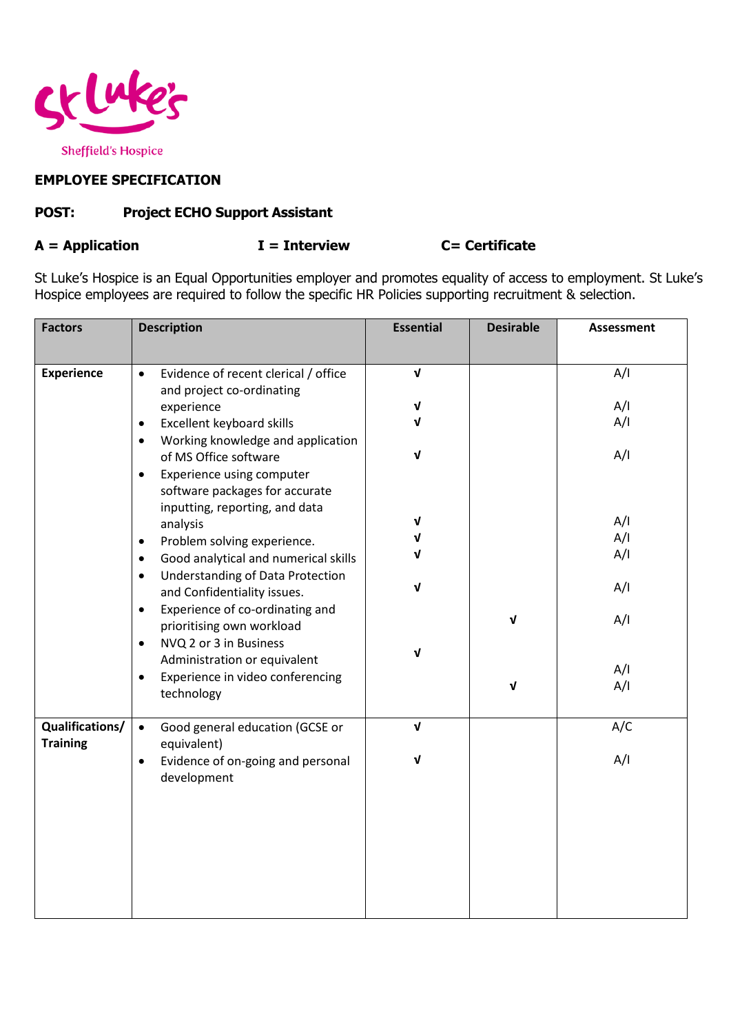# EMPLOYEE SPECIFICATION

**POST:** **Project ECHO Support Assistant**

**A = Application** **I = Interview** **C= Certificate**

St Luke's Hospice is an Equal Opportunities employer and promotes equality of access to employment. St Luke's Hospice employees are required to follow the specific HR Policies supporting recruitment & selection.

| Factors | Description | Essential | Desirable | Assessment |
|---|---|---|---|---|
| **Experience** | • Evidence of recent clerical / office and project co-ordinating experience | √ | | A/I |
| | • Excellent keyboard skills | √ | | A/I |
| | • Working knowledge and application of MS Office software | √ | | A/I |
| | • Experience using computer software packages for accurate inputting, reporting, and data analysis | √ | | A/I |
| | • Problem solving experience. | √ | | A/I |
| | • Good analytical and numerical skills | √ | | A/I |
| | • Understanding of Data Protection and Confidentiality issues. | √ | | A/I |
| | • Experience of co-ordinating and prioritising own workload | | √ | A/I |
| | • NVQ 2 or 3 in Business Administration or equivalent | √ | | A/I |
| | • Experience in video conferencing technology | | √ | A/I |
| **Qualifications/ Training** | • Good general education (GCSE or equivalent) | √ | | A/C |
| | • Evidence of on-going and personal development | √ | | A/I |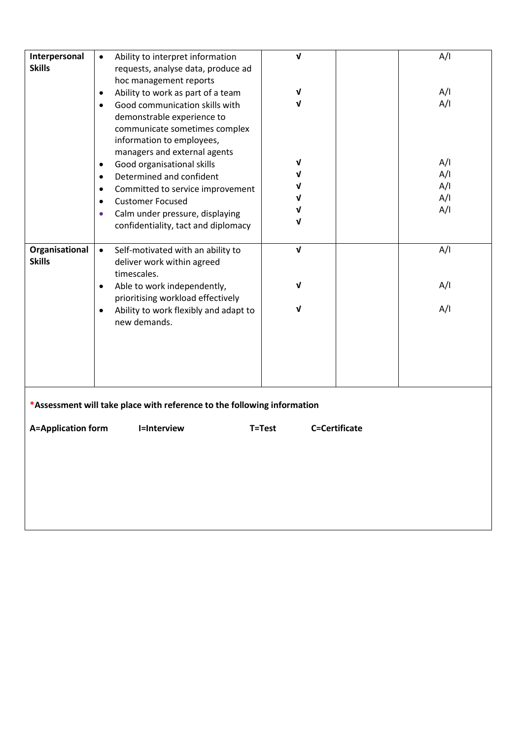| | | | | |
|---|---|---|---|---|
| **Interpersonal Skills** | • Ability to interpret information requests, analyse data, produce ad hoc management reports | √ | | A/I |
| | • Ability to work as part of a team | √ | | A/I |
| | • Good communication skills with demonstrable experience to communicate sometimes complex information to employees, managers and external agents | √ | | A/I |
| | • Good organisational skills | √ | | A/I |
| | • Determined and confident | √ | | A/I |
| | • Committed to service improvement | √ | | A/I |
| | • Customer Focused | √ | | A/I |
| | • Calm under pressure, displaying confidentiality, tact and diplomacy | √ √ | | A/I |
| **Organisational Skills** | • Self-motivated with an ability to deliver work within agreed timescales. | √ | | A/I |
| | • Able to work independently, prioritising workload effectively | √ | | A/I |
| | • Ability to work flexibly and adapt to new demands. | √ | | A/I |

***Assessment will take place with reference to the following information**

**A=Application form** **I=Interview** **T=Test** **C=Certificate**